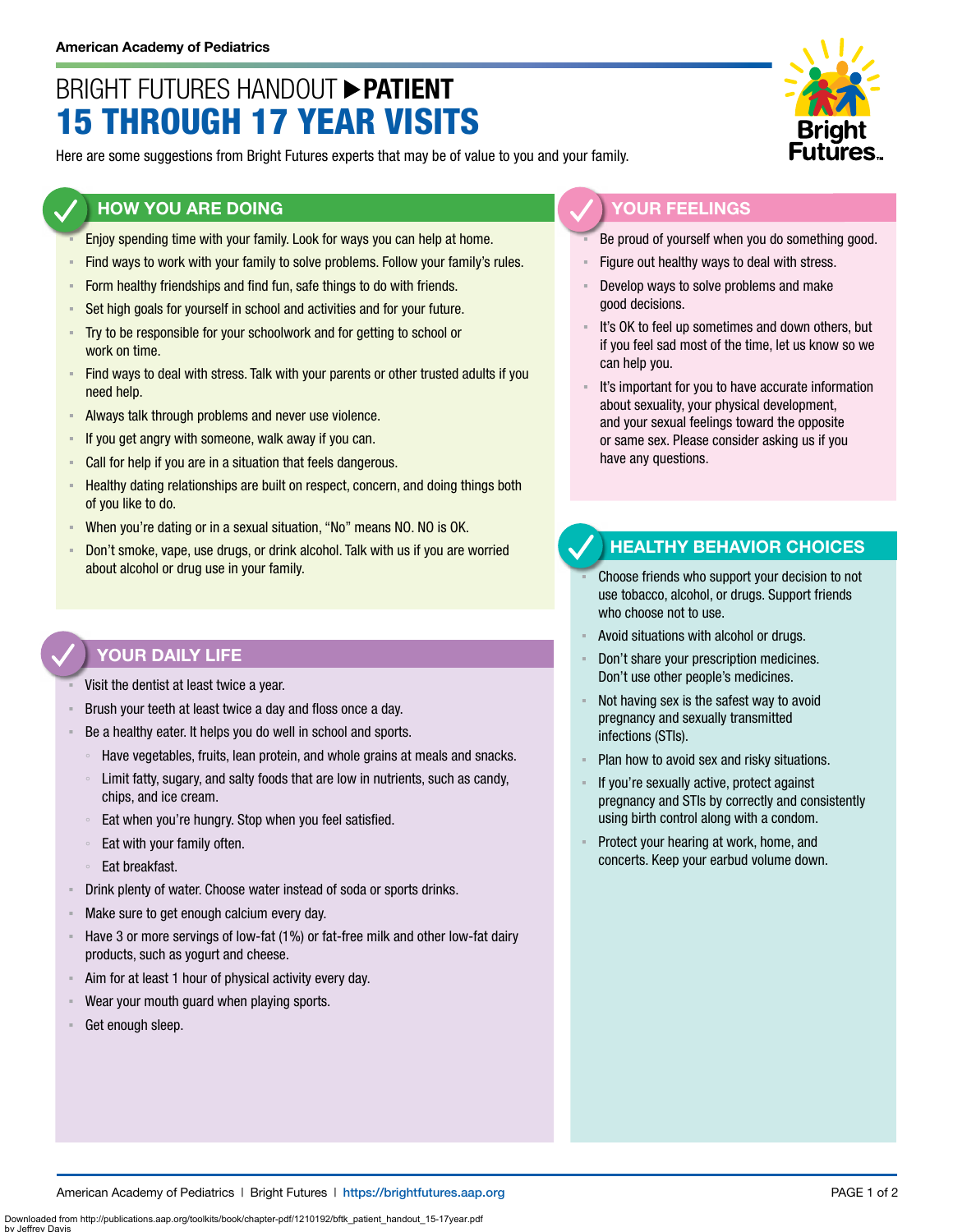American Academy of Pediatrics

# BRIGHT FUTURES HANDOUT ▶ PATIENT
# 15 THROUGH 17 YEAR VISITS

Here are some suggestions from Bright Futures experts that may be of value to you and your family.

## HOW YOU ARE DOING

- Enjoy spending time with your family. Look for ways you can help at home.
- Find ways to work with your family to solve problems. Follow your family's rules.
- Form healthy friendships and find fun, safe things to do with friends.
- Set high goals for yourself in school and activities and for your future.
- Try to be responsible for your schoolwork and for getting to school or work on time.
- Find ways to deal with stress. Talk with your parents or other trusted adults if you need help.
- Always talk through problems and never use violence.
- If you get angry with someone, walk away if you can.
- Call for help if you are in a situation that feels dangerous.
- Healthy dating relationships are built on respect, concern, and doing things both of you like to do.
- When you're dating or in a sexual situation, "No" means NO. NO is OK.
- Don't smoke, vape, use drugs, or drink alcohol. Talk with us if you are worried about alcohol or drug use in your family.

## YOUR DAILY LIFE

- Visit the dentist at least twice a year.
- Brush your teeth at least twice a day and floss once a day.
- Be a healthy eater. It helps you do well in school and sports.
  - Have vegetables, fruits, lean protein, and whole grains at meals and snacks.
  - Limit fatty, sugary, and salty foods that are low in nutrients, such as candy, chips, and ice cream.
  - Eat when you're hungry. Stop when you feel satisfied.
  - Eat with your family often.
  - Eat breakfast.
- Drink plenty of water. Choose water instead of soda or sports drinks.
- Make sure to get enough calcium every day.
- Have 3 or more servings of low-fat (1%) or fat-free milk and other low-fat dairy products, such as yogurt and cheese.
- Aim for at least 1 hour of physical activity every day.
- Wear your mouth guard when playing sports.
- Get enough sleep.

## YOUR FEELINGS

- Be proud of yourself when you do something good.
- Figure out healthy ways to deal with stress.
- Develop ways to solve problems and make good decisions.
- It's OK to feel up sometimes and down others, but if you feel sad most of the time, let us know so we can help you.
- It's important for you to have accurate information about sexuality, your physical development, and your sexual feelings toward the opposite or same sex. Please consider asking us if you have any questions.

## HEALTHY BEHAVIOR CHOICES

- Choose friends who support your decision to not use tobacco, alcohol, or drugs. Support friends who choose not to use.
- Avoid situations with alcohol or drugs.
- Don't share your prescription medicines. Don't use other people's medicines.
- Not having sex is the safest way to avoid pregnancy and sexually transmitted infections (STIs).
- Plan how to avoid sex and risky situations.
- If you're sexually active, protect against pregnancy and STIs by correctly and consistently using birth control along with a condom.
- Protect your hearing at work, home, and concerts. Keep your earbud volume down.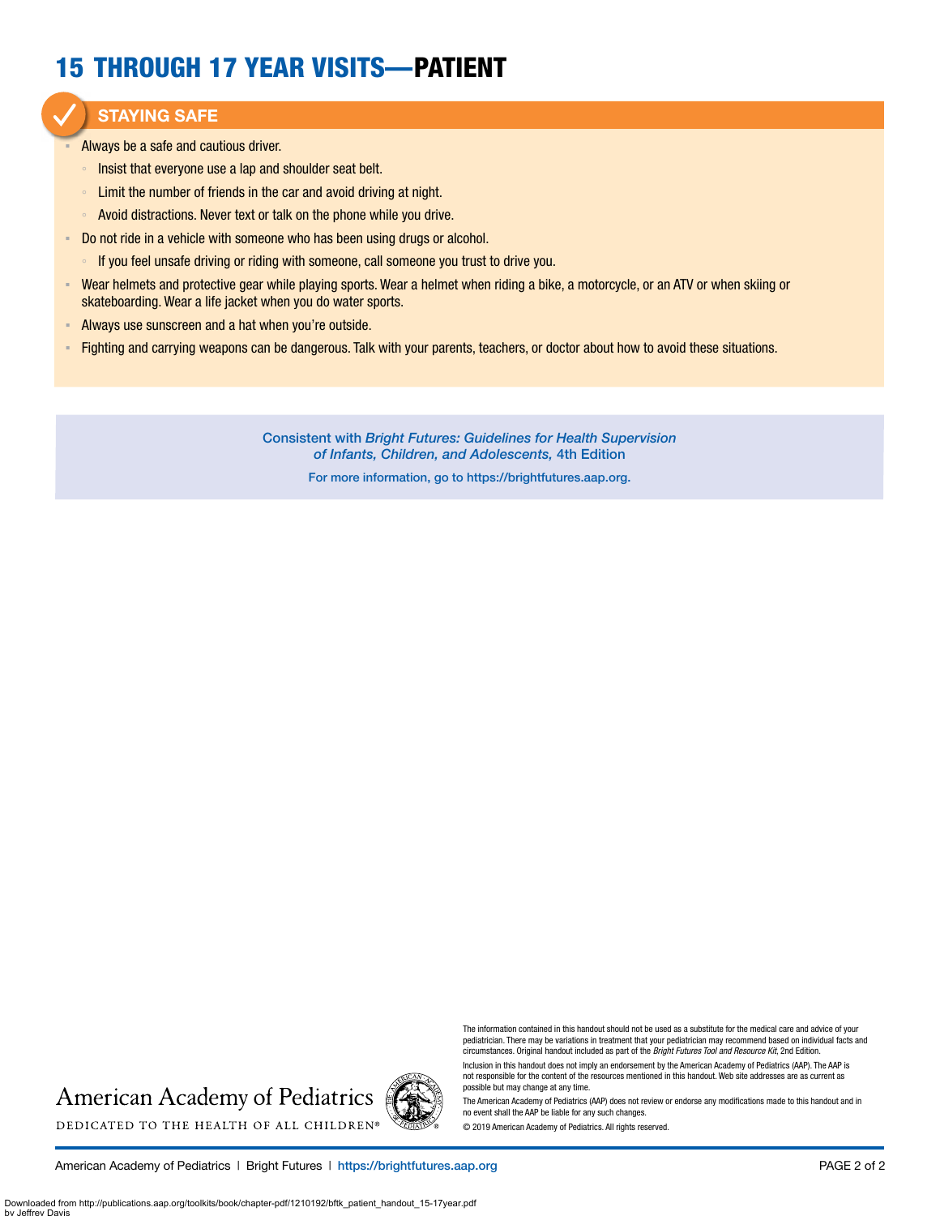# 15 THROUGH 17 YEAR VISITS—PATIENT

## STAYING SAFE

- Always be a safe and cautious driver.
  - Insist that everyone use a lap and shoulder seat belt.
  - Limit the number of friends in the car and avoid driving at night.
  - Avoid distractions. Never text or talk on the phone while you drive.
- Do not ride in a vehicle with someone who has been using drugs or alcohol.
  - If you feel unsafe driving or riding with someone, call someone you trust to drive you.
- Wear helmets and protective gear while playing sports. Wear a helmet when riding a bike, a motorcycle, or an ATV or when skiing or skateboarding. Wear a life jacket when you do water sports.
- Always use sunscreen and a hat when you're outside.
- Fighting and carrying weapons can be dangerous. Talk with your parents, teachers, or doctor about how to avoid these situations.

Consistent with *Bright Futures: Guidelines for Health Supervision of Infants, Children, and Adolescents,* 4th Edition

For more information, go to https://brightfutures.aap.org.

American Academy of Pediatrics

DEDICATED TO THE HEALTH OF ALL CHILDREN®

The information contained in this handout should not be used as a substitute for the medical care and advice of your pediatrician. There may be variations in treatment that your pediatrician may recommend based on individual facts and circumstances. Original handout included as part of the *Bright Futures Tool and Resource Kit*, 2nd Edition.

Inclusion in this handout does not imply an endorsement by the American Academy of Pediatrics (AAP). The AAP is not responsible for the content of the resources mentioned in this handout. Web site addresses are as current as possible but may change at any time.

The American Academy of Pediatrics (AAP) does not review or endorse any modifications made to this handout and in no event shall the AAP be liable for any such changes.

© 2019 American Academy of Pediatrics. All rights reserved.

Downloaded from http://publications.aap.org/toolkits/book/chapter-pdf/1210192/bftk_patient_handout_15-17year.pdf
by Jeffrey Davis